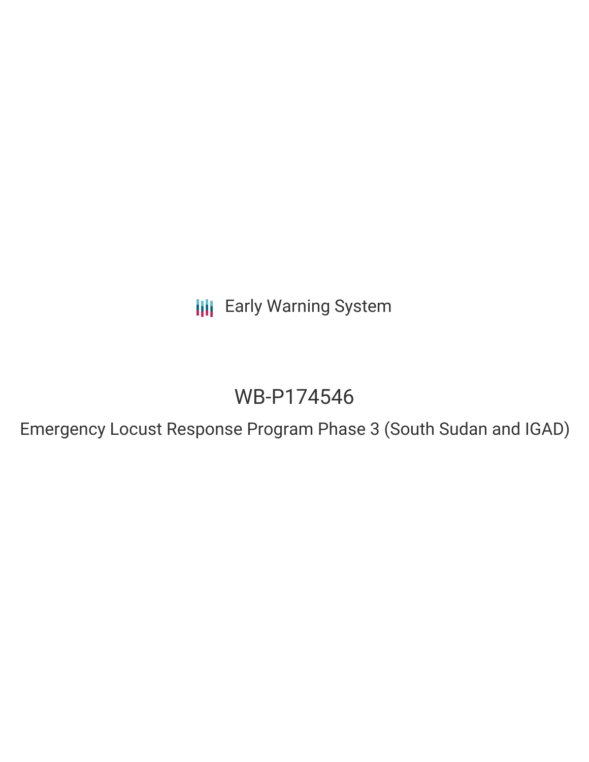Early Warning System

# WB-P174546

## Emergency Locust Response Program Phase 3 (South Sudan and IGAD)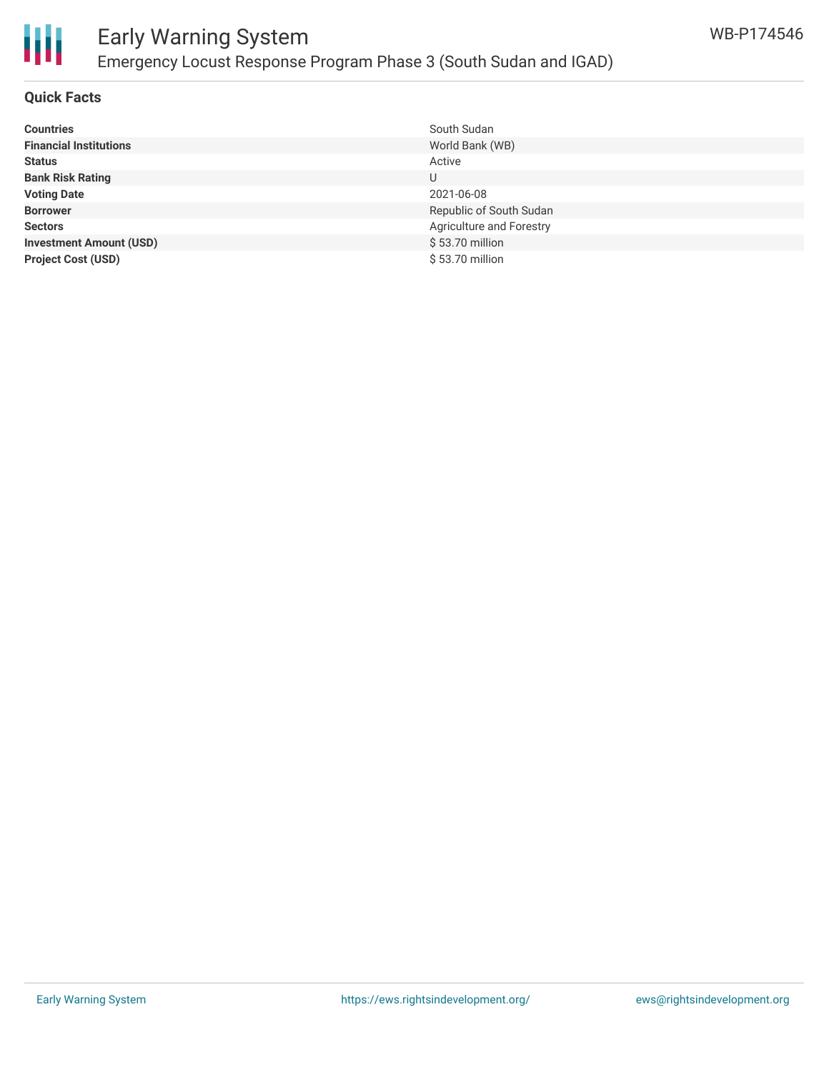## Quick Facts

| | |
|---|---|
| **Countries** | South Sudan |
| **Financial Institutions** | World Bank (WB) |
| **Status** | Active |
| **Bank Risk Rating** | U |
| **Voting Date** | 2021-06-08 |
| **Borrower** | Republic of South Sudan |
| **Sectors** | Agriculture and Forestry |
| **Investment Amount (USD)** | $ 53.70 million |
| **Project Cost (USD)** | $ 53.70 million |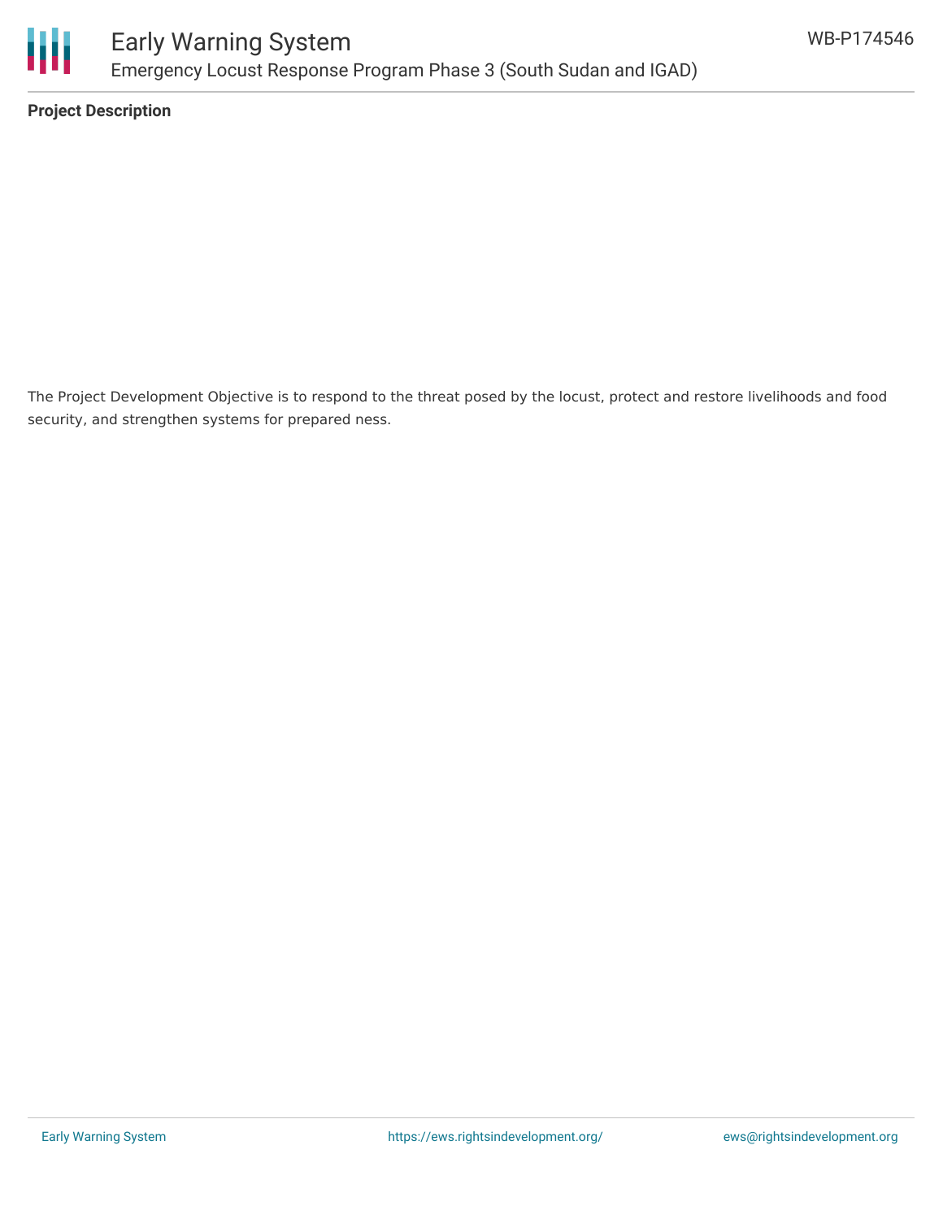**Project Description**

The Project Development Objective is to respond to the threat posed by the locust, protect and restore livelihoods and food security, and strengthen systems for prepared ness.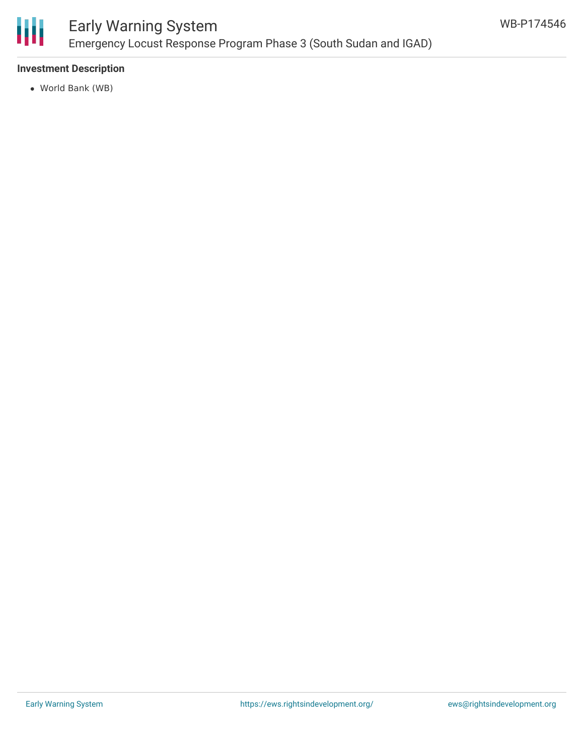**Investment Description**

- World Bank (WB)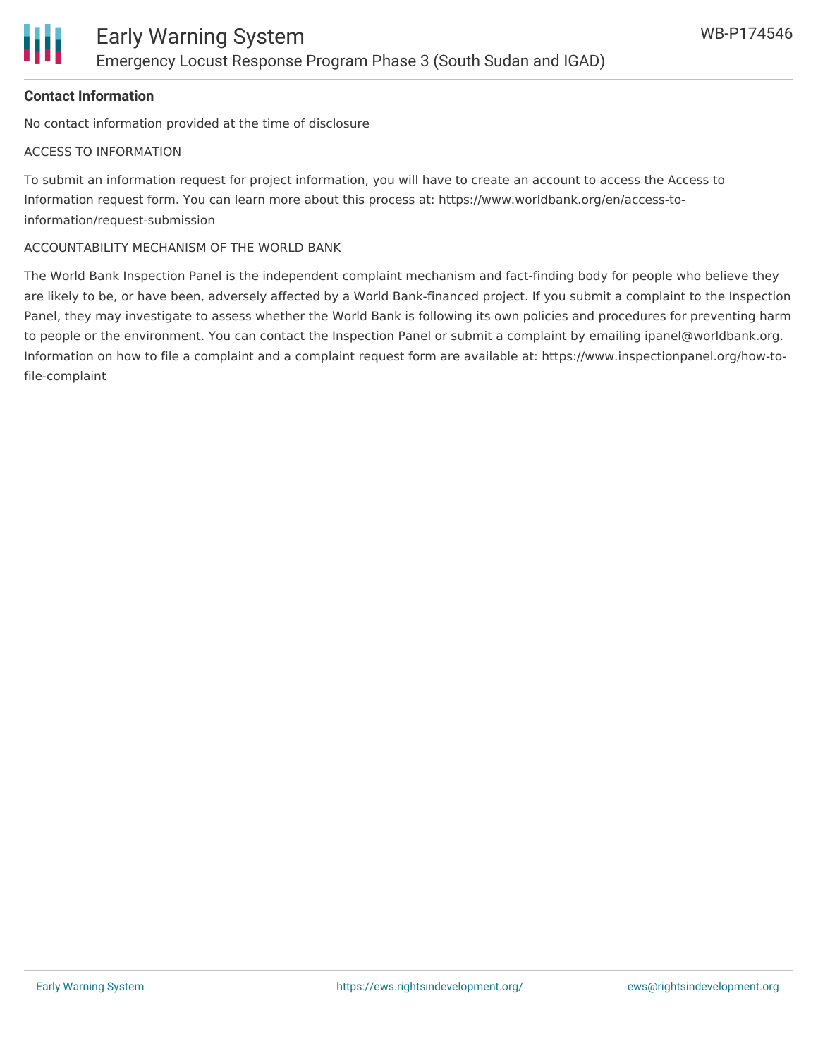**Contact Information**

No contact information provided at the time of disclosure

ACCESS TO INFORMATION

To submit an information request for project information, you will have to create an account to access the Access to Information request form. You can learn more about this process at: https://www.worldbank.org/en/access-to-information/request-submission

ACCOUNTABILITY MECHANISM OF THE WORLD BANK

The World Bank Inspection Panel is the independent complaint mechanism and fact-finding body for people who believe they are likely to be, or have been, adversely affected by a World Bank-financed project. If you submit a complaint to the Inspection Panel, they may investigate to assess whether the World Bank is following its own policies and procedures for preventing harm to people or the environment. You can contact the Inspection Panel or submit a complaint by emailing ipanel@worldbank.org. Information on how to file a complaint and a complaint request form are available at: https://www.inspectionpanel.org/how-to-file-complaint